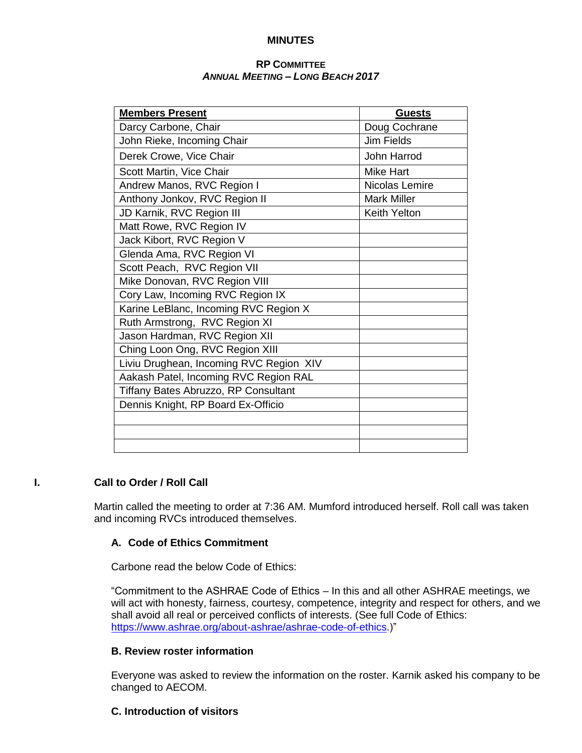**MINUTES**

**RP COMMITTEE**
***ANNUAL MEETING – LONG BEACH 2017***

| **Members Present** | **Guests** |
|---|---|
| Darcy Carbone, Chair | Doug Cochrane |
| John Rieke, Incoming Chair | Jim Fields |
| Derek Crowe, Vice Chair | John Harrod |
| Scott Martin, Vice Chair | Mike Hart |
| Andrew Manos, RVC Region I | Nicolas Lemire |
| Anthony Jonkov, RVC Region II | Mark Miller |
| JD Karnik, RVC Region III | Keith Yelton |
| Matt Rowe, RVC Region IV | |
| Jack Kibort, RVC Region V | |
| Glenda Ama, RVC Region VI | |
| Scott Peach, RVC Region VII | |
| Mike Donovan, RVC Region VIII | |
| Cory Law, Incoming RVC Region IX | |
| Karine LeBlanc, Incoming RVC Region X | |
| Ruth Armstrong, RVC Region XI | |
| Jason Hardman, RVC Region XII | |
| Ching Loon Ong, RVC Region XIII | |
| Liviu Drughean, Incoming RVC Region XIV | |
| Aakash Patel, Incoming RVC Region RAL | |
| Tiffany Bates Abruzzo, RP Consultant | |
| Dennis Knight, RP Board Ex-Officio | |
| | |
| | |
| | |

## I. Call to Order / Roll Call

Martin called the meeting to order at 7:36 AM. Mumford introduced herself. Roll call was taken and incoming RVCs introduced themselves.

### A. Code of Ethics Commitment

Carbone read the below Code of Ethics:

"Commitment to the ASHRAE Code of Ethics – In this and all other ASHRAE meetings, we will act with honesty, fairness, courtesy, competence, integrity and respect for others, and we shall avoid all real or perceived conflicts of interests. (See full Code of Ethics: https://www.ashrae.org/about-ashrae/ashrae-code-of-ethics.)"

### B. Review roster information

Everyone was asked to review the information on the roster. Karnik asked his company to be changed to AECOM.

### C. Introduction of visitors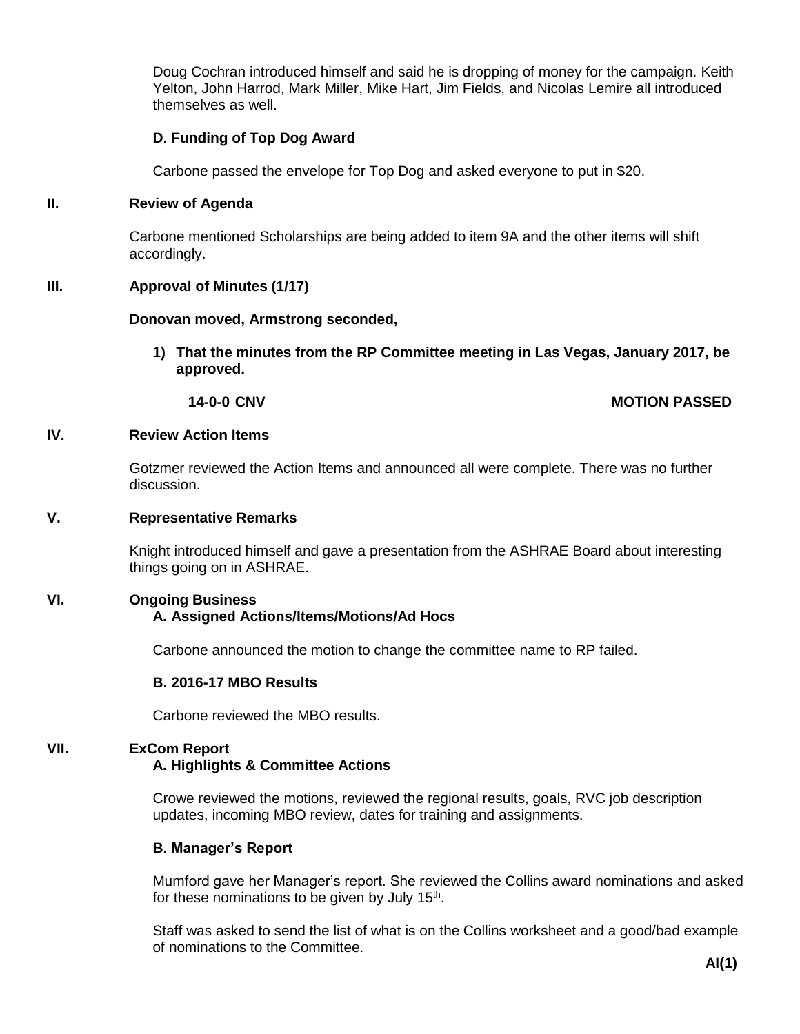Doug Cochran introduced himself and said he is dropping of money for the campaign. Keith Yelton, John Harrod, Mark Miller, Mike Hart, Jim Fields, and Nicolas Lemire all introduced themselves as well.

**D. Funding of Top Dog Award**

Carbone passed the envelope for Top Dog and asked everyone to put in $20.

## II. Review of Agenda

Carbone mentioned Scholarships are being added to item 9A and the other items will shift accordingly.

## III. Approval of Minutes (1/17)

**Donovan moved, Armstrong seconded,**

1) **That the minutes from the RP Committee meeting in Las Vegas, January 2017, be approved.**

**14-0-0 CNV** **MOTION PASSED**

## IV. Review Action Items

Gotzmer reviewed the Action Items and announced all were complete. There was no further discussion.

## V. Representative Remarks

Knight introduced himself and gave a presentation from the ASHRAE Board about interesting things going on in ASHRAE.

## VI. Ongoing Business

**A. Assigned Actions/Items/Motions/Ad Hocs**

Carbone announced the motion to change the committee name to RP failed.

**B. 2016-17 MBO Results**

Carbone reviewed the MBO results.

## VII. ExCom Report

**A. Highlights & Committee Actions**

Crowe reviewed the motions, reviewed the regional results, goals, RVC job description updates, incoming MBO review, dates for training and assignments.

**B. Manager's Report**

Mumford gave her Manager's report. She reviewed the Collins award nominations and asked for these nominations to be given by July 15th.

Staff was asked to send the list of what is on the Collins worksheet and a good/bad example of nominations to the Committee.

**AI(1)**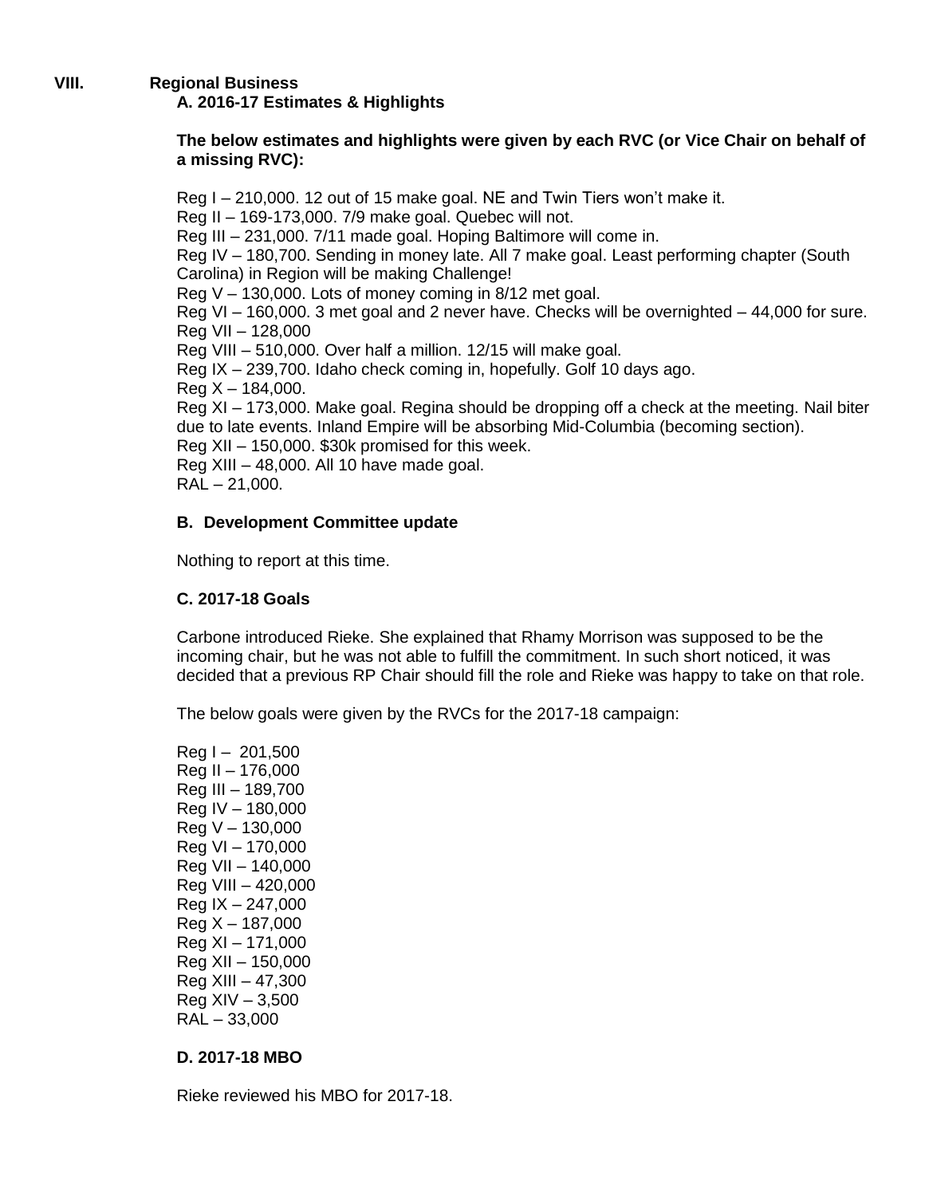## VIII. Regional Business

### A. 2016-17 Estimates & Highlights

**The below estimates and highlights were given by each RVC (or Vice Chair on behalf of a missing RVC):**

Reg I – 210,000. 12 out of 15 make goal. NE and Twin Tiers won't make it.
Reg II – 169-173,000. 7/9 make goal. Quebec will not.
Reg III – 231,000. 7/11 made goal. Hoping Baltimore will come in.
Reg IV – 180,700. Sending in money late. All 7 make goal. Least performing chapter (South Carolina) in Region will be making Challenge!
Reg V – 130,000. Lots of money coming in 8/12 met goal.
Reg VI – 160,000. 3 met goal and 2 never have. Checks will be overnighted – 44,000 for sure.
Reg VII – 128,000
Reg VIII – 510,000. Over half a million. 12/15 will make goal.
Reg IX – 239,700. Idaho check coming in, hopefully. Golf 10 days ago.
Reg X – 184,000.
Reg XI – 173,000. Make goal. Regina should be dropping off a check at the meeting. Nail biter due to late events. Inland Empire will be absorbing Mid-Columbia (becoming section).
Reg XII – 150,000. $30k promised for this week.
Reg XIII – 48,000. All 10 have made goal.
RAL – 21,000.

### B. Development Committee update

Nothing to report at this time.

### C. 2017-18 Goals

Carbone introduced Rieke. She explained that Rhamy Morrison was supposed to be the incoming chair, but he was not able to fulfill the commitment. In such short noticed, it was decided that a previous RP Chair should fill the role and Rieke was happy to take on that role.

The below goals were given by the RVCs for the 2017-18 campaign:

Reg I – 201,500
Reg II – 176,000
Reg III – 189,700
Reg IV – 180,000
Reg V – 130,000
Reg VI – 170,000
Reg VII – 140,000
Reg VIII – 420,000
Reg IX – 247,000
Reg X – 187,000
Reg XI – 171,000
Reg XII – 150,000
Reg XIII – 47,300
Reg XIV – 3,500
RAL – 33,000

### D. 2017-18 MBO

Rieke reviewed his MBO for 2017-18.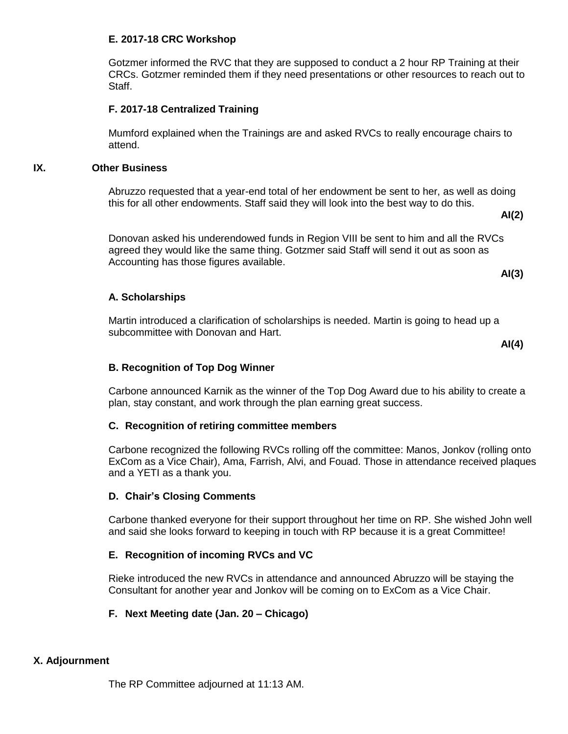### E. 2017-18 CRC Workshop

Gotzmer informed the RVC that they are supposed to conduct a 2 hour RP Training at their CRCs. Gotzmer reminded them if they need presentations or other resources to reach out to Staff.

### F. 2017-18 Centralized Training

Mumford explained when the Trainings are and asked RVCs to really encourage chairs to attend.

## IX. Other Business

Abruzzo requested that a year-end total of her endowment be sent to her, as well as doing this for all other endowments. Staff said they will look into the best way to do this.

**AI(2)**

Donovan asked his underendowed funds in Region VIII be sent to him and all the RVCs agreed they would like the same thing. Gotzmer said Staff will send it out as soon as Accounting has those figures available.

**AI(3)**

### A. Scholarships

Martin introduced a clarification of scholarships is needed. Martin is going to head up a subcommittee with Donovan and Hart.

**AI(4)**

### B. Recognition of Top Dog Winner

Carbone announced Karnik as the winner of the Top Dog Award due to his ability to create a plan, stay constant, and work through the plan earning great success.

### C. Recognition of retiring committee members

Carbone recognized the following RVCs rolling off the committee: Manos, Jonkov (rolling onto ExCom as a Vice Chair), Ama, Farrish, Alvi, and Fouad. Those in attendance received plaques and a YETI as a thank you.

### D. Chair's Closing Comments

Carbone thanked everyone for their support throughout her time on RP. She wished John well and said she looks forward to keeping in touch with RP because it is a great Committee!

### E. Recognition of incoming RVCs and VC

Rieke introduced the new RVCs in attendance and announced Abruzzo will be staying the Consultant for another year and Jonkov will be coming on to ExCom as a Vice Chair.

### F. Next Meeting date (Jan. 20 – Chicago)

## X. Adjournment

The RP Committee adjourned at 11:13 AM.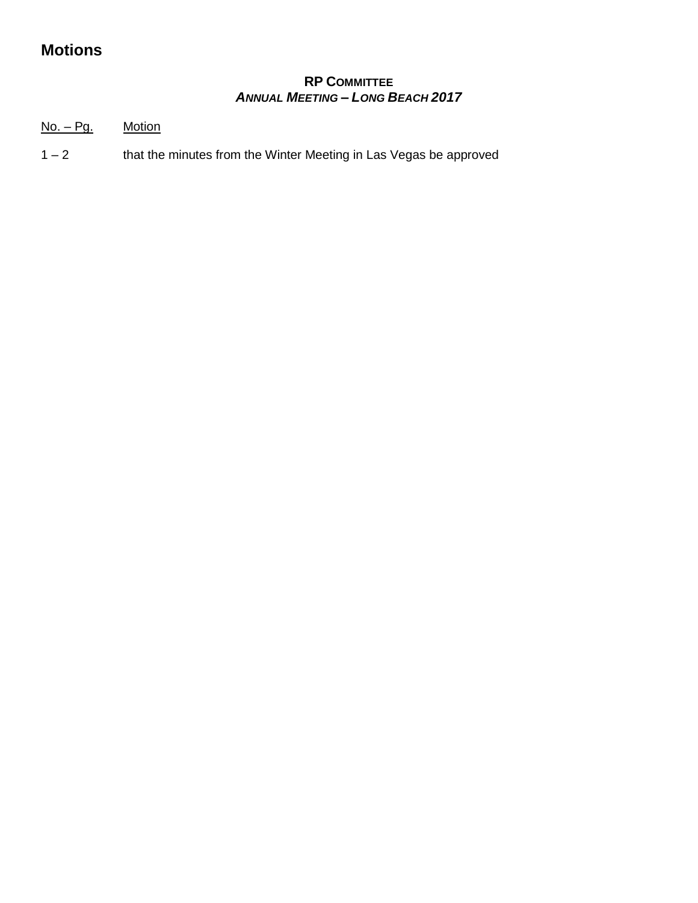## Motions

**RP COMMITTEE**
***ANNUAL MEETING – LONG BEACH 2017***

| No. – Pg. | Motion |
| --- | --- |
| 1 – 2 | that the minutes from the Winter Meeting in Las Vegas be approved |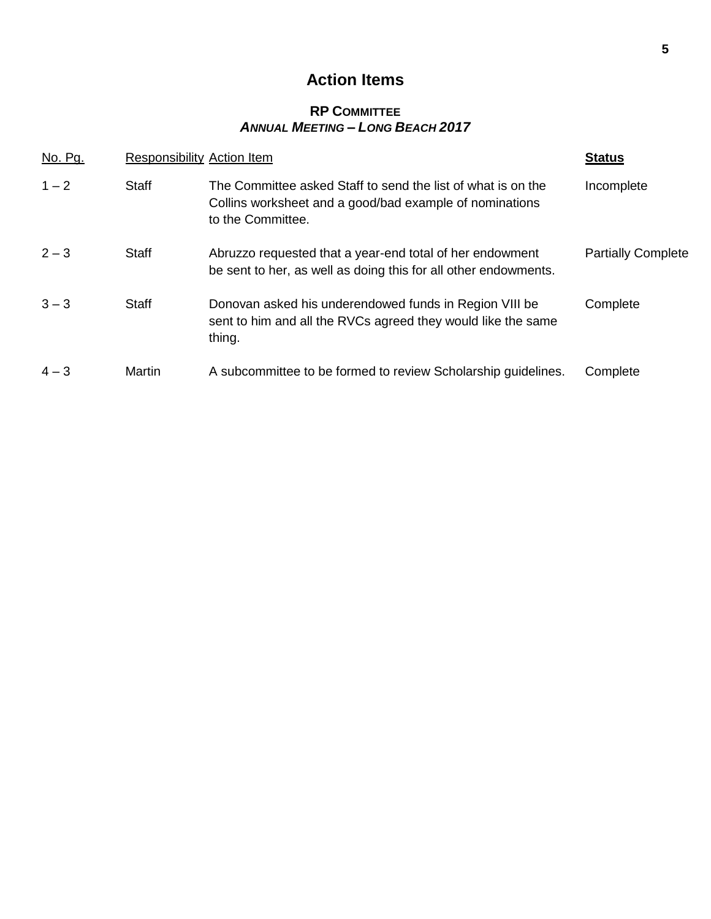# Action Items

## RP Committee
### *Annual Meeting – Long Beach 2017*

| No. Pg. | Responsibility | Action Item | Status |
|---|---|---|---|
| 1 – 2 | Staff | The Committee asked Staff to send the list of what is on the Collins worksheet and a good/bad example of nominations to the Committee. | Incomplete |
| 2 – 3 | Staff | Abruzzo requested that a year-end total of her endowment be sent to her, as well as doing this for all other endowments. | Partially Complete |
| 3 – 3 | Staff | Donovan asked his underendowed funds in Region VIII be sent to him and all the RVCs agreed they would like the same thing. | Complete |
| 4 – 3 | Martin | A subcommittee to be formed to review Scholarship guidelines. | Complete |